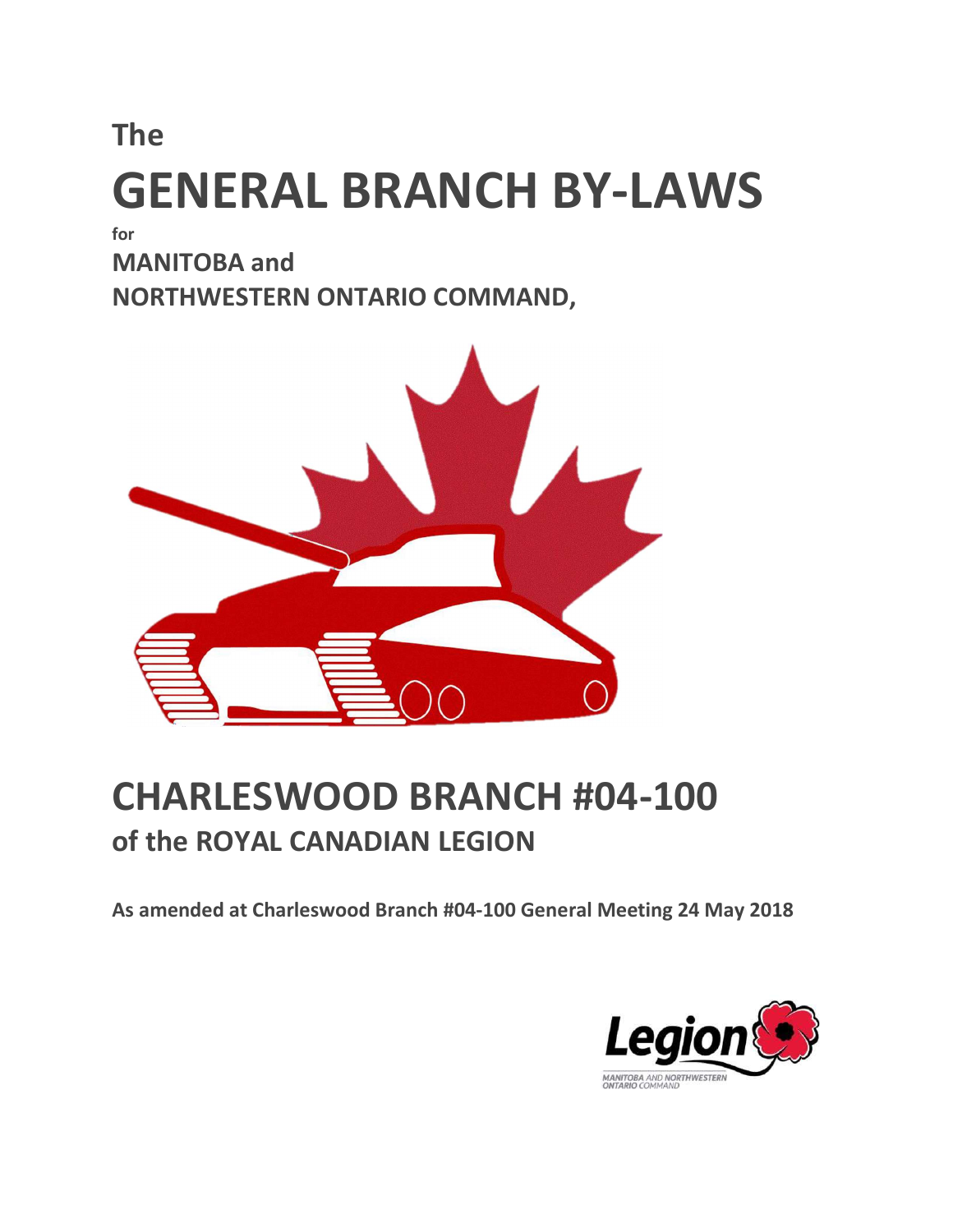**The**

# GENERAL BRANCH BY-LAWS

**for**

## MANITOBA and NORTHWESTERN ONTARIO COMMAND,

# CHARLESWOOD BRANCH #04-100

## of the ROYAL CANADIAN LEGION

**As amended at Charleswood Branch #04-100 General Meeting 24 May 2018**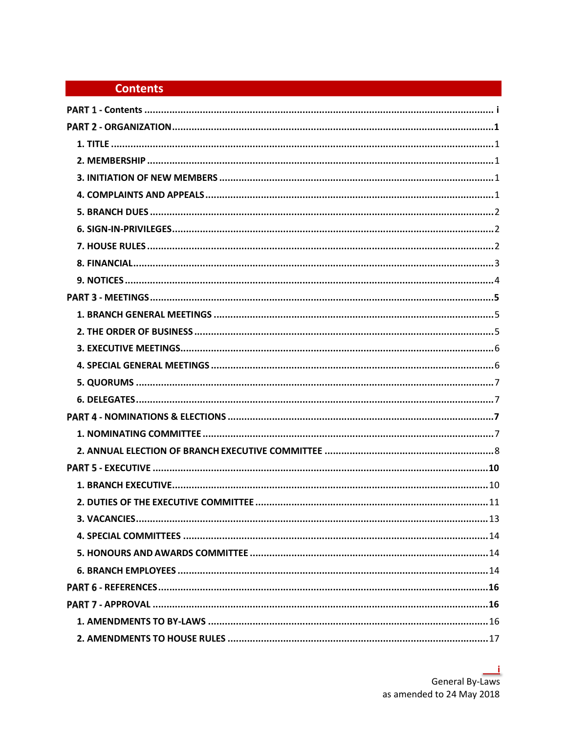# Contents

**PART 1 - Contents** ..... **i**

**PART 2 - ORGANIZATION** ..... **1**

- **1. TITLE** ..... 1
- **2. MEMBERSHIP** ..... 1
- **3. INITIATION OF NEW MEMBERS** ..... 1
- **4. COMPLAINTS AND APPEALS** ..... 1
- **5. BRANCH DUES** ..... 2
- **6. SIGN-IN-PRIVILEGES** ..... 2
- **7. HOUSE RULES** ..... 2
- **8. FINANCIAL** ..... 3
- **9. NOTICES** ..... 4

**PART 3 - MEETINGS** ..... **5**

- **1. BRANCH GENERAL MEETINGS** ..... 5
- **2. THE ORDER OF BUSINESS** ..... 5
- **3. EXECUTIVE MEETINGS** ..... 6
- **4. SPECIAL GENERAL MEETINGS** ..... 6
- **5. QUORUMS** ..... 7
- **6. DELEGATES** ..... 7

**PART 4 - NOMINATIONS & ELECTIONS** ..... **7**

- **1. NOMINATING COMMITTEE** ..... 7
- **2. ANNUAL ELECTION OF BRANCH EXECUTIVE COMMITTEE** ..... 8

**PART 5 - EXECUTIVE** ..... **10**

- **1. BRANCH EXECUTIVE** ..... 10
- **2. DUTIES OF THE EXECUTIVE COMMITTEE** ..... 11
- **3. VACANCIES** ..... 13
- **4. SPECIAL COMMITTEES** ..... 14
- **5. HONOURS AND AWARDS COMMITTEE** ..... 14
- **6. BRANCH EMPLOYEES** ..... 14

**PART 6 - REFERENCES** ..... **16**

**PART 7 - APPROVAL** ..... **16**

- **1. AMENDMENTS TO BY-LAWS** ..... 16
- **2. AMENDMENTS TO HOUSE RULES** ..... 17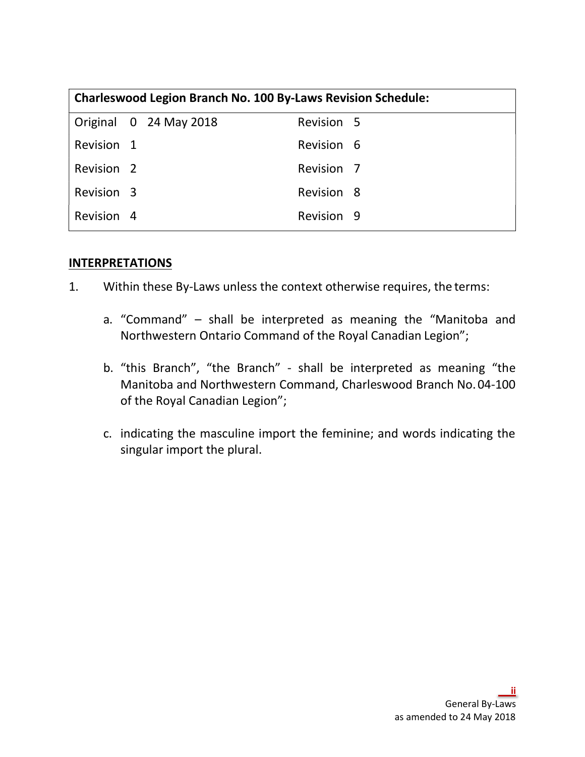| Charleswood Legion Branch No. 100 By-Laws Revision Schedule: | |
|---|---|
| Original 0 24 May 2018 | Revision 5 |
| Revision 1 | Revision 6 |
| Revision 2 | Revision 7 |
| Revision 3 | Revision 8 |
| Revision 4 | Revision 9 |

## INTERPRETATIONS

1. Within these By-Laws unless the context otherwise requires, the terms:

   a. "Command" – shall be interpreted as meaning the "Manitoba and Northwestern Ontario Command of the Royal Canadian Legion";

   b. "this Branch", "the Branch" - shall be interpreted as meaning "the Manitoba and Northwestern Command, Charleswood Branch No. 04-100 of the Royal Canadian Legion";

   c. indicating the masculine import the feminine; and words indicating the singular import the plural.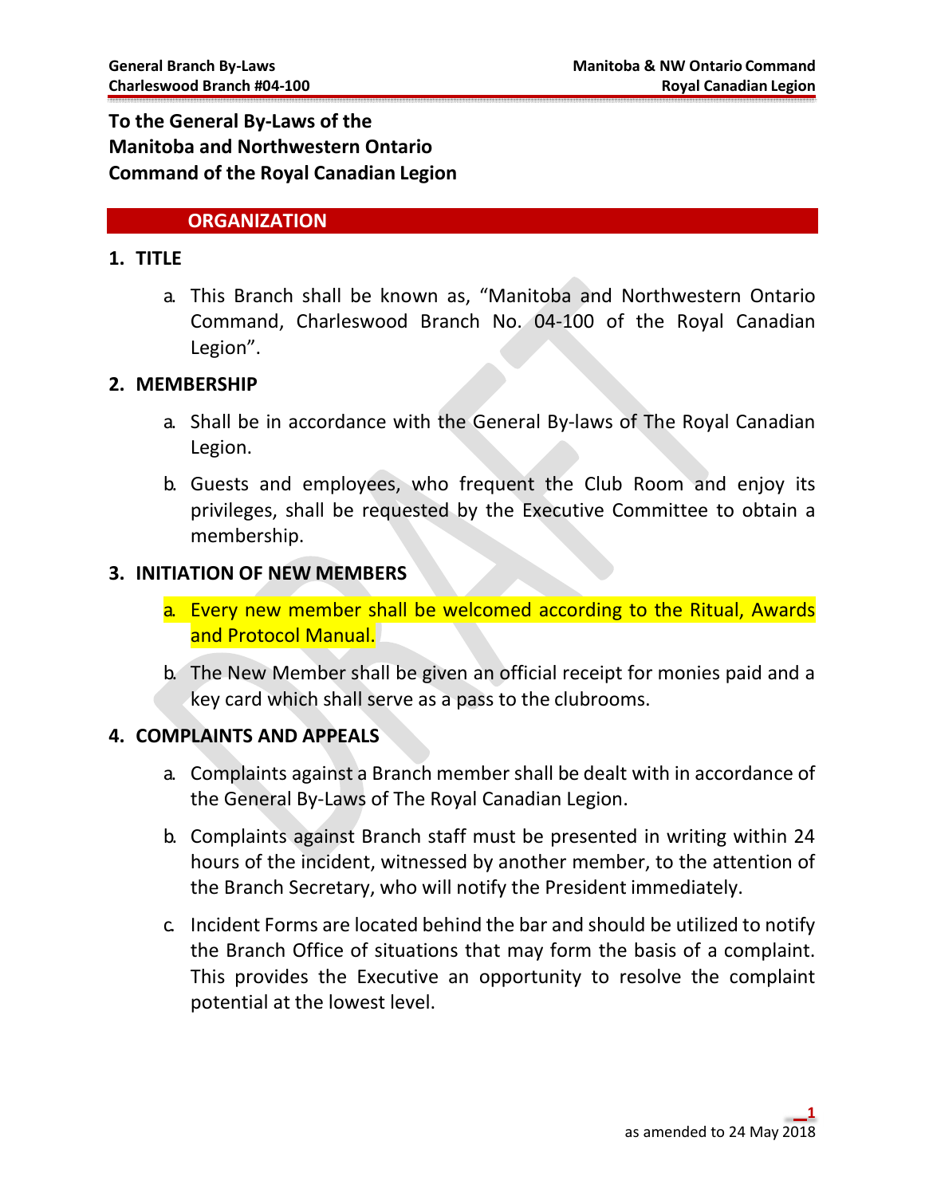# To the General By-Laws of the Manitoba and Northwestern Ontario Command of the Royal Canadian Legion

## ORGANIZATION

### 1. TITLE

a. This Branch shall be known as, "Manitoba and Northwestern Ontario Command, Charleswood Branch No. 04-100 of the Royal Canadian Legion".

### 2. MEMBERSHIP

a. Shall be in accordance with the General By-laws of The Royal Canadian Legion.

b. Guests and employees, who frequent the Club Room and enjoy its privileges, shall be requested by the Executive Committee to obtain a membership.

### 3. INITIATION OF NEW MEMBERS

a. Every new member shall be welcomed according to the Ritual, Awards and Protocol Manual.

b. The New Member shall be given an official receipt for monies paid and a key card which shall serve as a pass to the clubrooms.

### 4. COMPLAINTS AND APPEALS

a. Complaints against a Branch member shall be dealt with in accordance of the General By-Laws of The Royal Canadian Legion.

b. Complaints against Branch staff must be presented in writing within 24 hours of the incident, witnessed by another member, to the attention of the Branch Secretary, who will notify the President immediately.

c. Incident Forms are located behind the bar and should be utilized to notify the Branch Office of situations that may form the basis of a complaint. This provides the Executive an opportunity to resolve the complaint potential at the lowest level.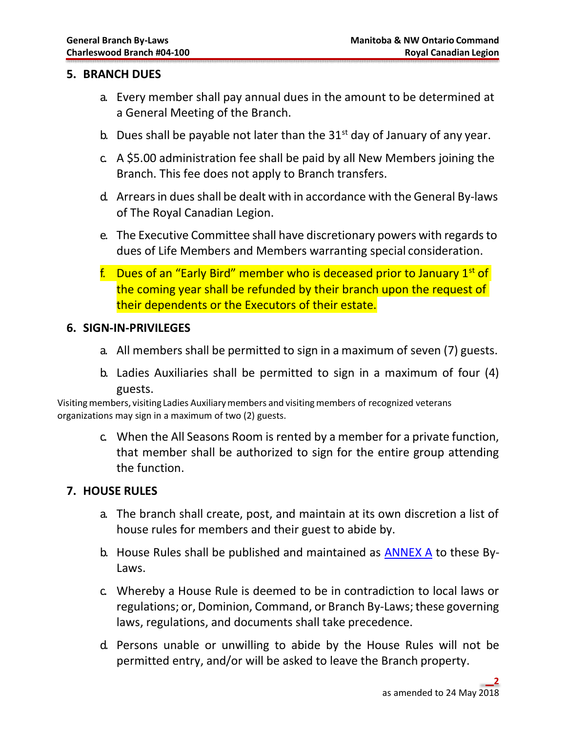## 5. BRANCH DUES

a. Every member shall pay annual dues in the amount to be determined at a General Meeting of the Branch.

b. Dues shall be payable not later than the 31st day of January of any year.

c. A $5.00 administration fee shall be paid by all New Members joining the Branch. This fee does not apply to Branch transfers.

d. Arrears in dues shall be dealt with in accordance with the General By-laws of The Royal Canadian Legion.

e. The Executive Committee shall have discretionary powers with regards to dues of Life Members and Members warranting special consideration.

f. Dues of an "Early Bird" member who is deceased prior to January 1st of the coming year shall be refunded by their branch upon the request of their dependents or the Executors of their estate.

## 6. SIGN-IN-PRIVILEGES

a. All members shall be permitted to sign in a maximum of seven (7) guests.

b. Ladies Auxiliaries shall be permitted to sign in a maximum of four (4) guests.

Visiting members, visiting Ladies Auxiliary members and visiting members of recognized veterans organizations may sign in a maximum of two (2) guests.

c. When the All Seasons Room is rented by a member for a private function, that member shall be authorized to sign for the entire group attending the function.

## 7. HOUSE RULES

a. The branch shall create, post, and maintain at its own discretion a list of house rules for members and their guest to abide by.

b. House Rules shall be published and maintained as ANNEX A to these By-Laws.

c. Whereby a House Rule is deemed to be in contradiction to local laws or regulations; or, Dominion, Command, or Branch By-Laws; these governing laws, regulations, and documents shall take precedence.

d. Persons unable or unwilling to abide by the House Rules will not be permitted entry, and/or will be asked to leave the Branch property.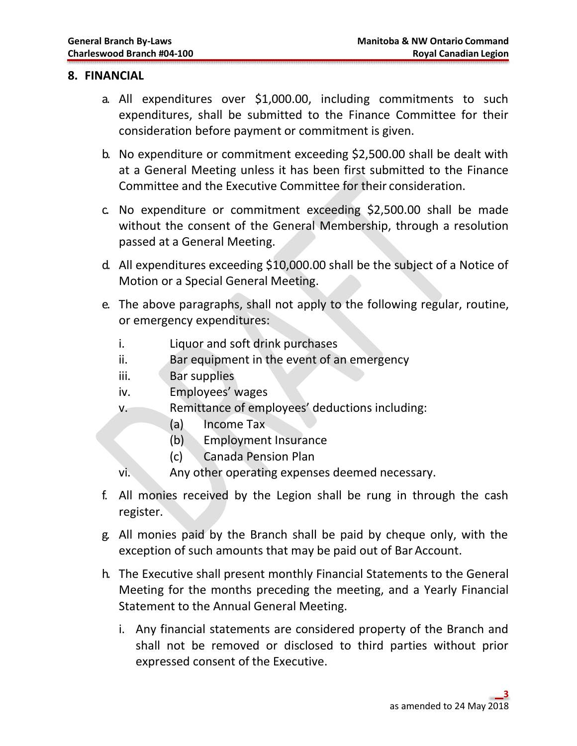## 8. FINANCIAL

a. All expenditures over $1,000.00, including commitments to such expenditures, shall be submitted to the Finance Committee for their consideration before payment or commitment is given.

b. No expenditure or commitment exceeding $2,500.00 shall be dealt with at a General Meeting unless it has been first submitted to the Finance Committee and the Executive Committee for their consideration.

c. No expenditure or commitment exceeding $2,500.00 shall be made without the consent of the General Membership, through a resolution passed at a General Meeting.

d. All expenditures exceeding $10,000.00 shall be the subject of a Notice of Motion or a Special General Meeting.

e. The above paragraphs, shall not apply to the following regular, routine, or emergency expenditures:

   i. Liquor and soft drink purchases
   ii. Bar equipment in the event of an emergency
   iii. Bar supplies
   iv. Employees' wages
   v. Remittance of employees' deductions including:
      (a) Income Tax
      (b) Employment Insurance
      (c) Canada Pension Plan
   vi. Any other operating expenses deemed necessary.

f. All monies received by the Legion shall be rung in through the cash register.

g. All monies paid by the Branch shall be paid by cheque only, with the exception of such amounts that may be paid out of Bar Account.

h. The Executive shall present monthly Financial Statements to the General Meeting for the months preceding the meeting, and a Yearly Financial Statement to the Annual General Meeting.

   i. Any financial statements are considered property of the Branch and shall not be removed or disclosed to third parties without prior expressed consent of the Executive.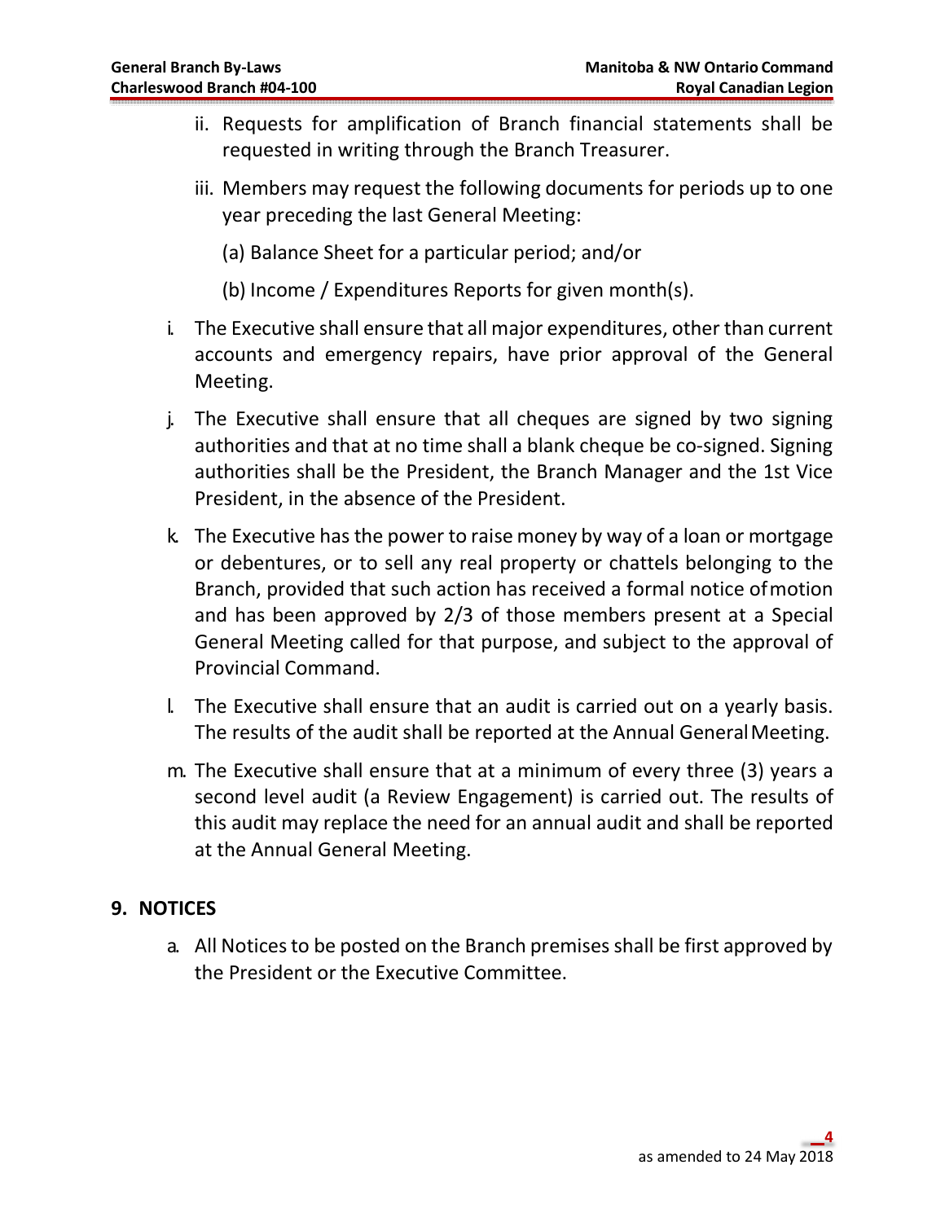ii. Requests for amplification of Branch financial statements shall be requested in writing through the Branch Treasurer.

iii. Members may request the following documents for periods up to one year preceding the last General Meeting:

(a) Balance Sheet for a particular period; and/or

(b) Income / Expenditures Reports for given month(s).

i. The Executive shall ensure that all major expenditures, other than current accounts and emergency repairs, have prior approval of the General Meeting.

j. The Executive shall ensure that all cheques are signed by two signing authorities and that at no time shall a blank cheque be co-signed. Signing authorities shall be the President, the Branch Manager and the 1st Vice President, in the absence of the President.

k. The Executive has the power to raise money by way of a loan or mortgage or debentures, or to sell any real property or chattels belonging to the Branch, provided that such action has received a formal notice of motion and has been approved by 2/3 of those members present at a Special General Meeting called for that purpose, and subject to the approval of Provincial Command.

l. The Executive shall ensure that an audit is carried out on a yearly basis. The results of the audit shall be reported at the Annual General Meeting.

m. The Executive shall ensure that at a minimum of every three (3) years a second level audit (a Review Engagement) is carried out. The results of this audit may replace the need for an annual audit and shall be reported at the Annual General Meeting.

## 9. NOTICES

a. All Notices to be posted on the Branch premises shall be first approved by the President or the Executive Committee.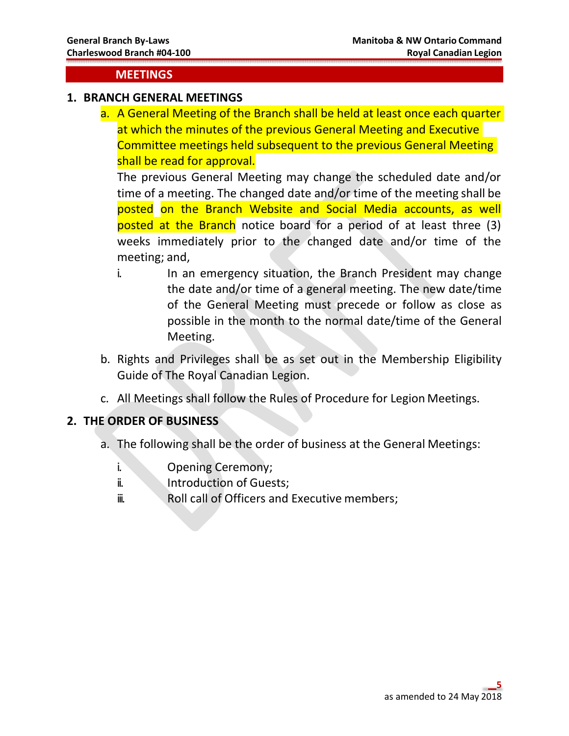## MEETINGS

### 1. BRANCH GENERAL MEETINGS

a. A General Meeting of the Branch shall be held at least once each quarter at which the minutes of the previous General Meeting and Executive Committee meetings held subsequent to the previous General Meeting shall be read for approval.

The previous General Meeting may change the scheduled date and/or time of a meeting. The changed date and/or time of the meeting shall be posted on the Branch Website and Social Media accounts, as well posted at the Branch notice board for a period of at least three (3) weeks immediately prior to the changed date and/or time of the meeting; and,

   i. In an emergency situation, the Branch President may change the date and/or time of a general meeting. The new date/time of the General Meeting must precede or follow as close as possible in the month to the normal date/time of the General Meeting.

b. Rights and Privileges shall be as set out in the Membership Eligibility Guide of The Royal Canadian Legion.

c. All Meetings shall follow the Rules of Procedure for Legion Meetings.

### 2. THE ORDER OF BUSINESS

a. The following shall be the order of business at the General Meetings:

   i. Opening Ceremony;
   ii. Introduction of Guests;
   iii. Roll call of Officers and Executive members;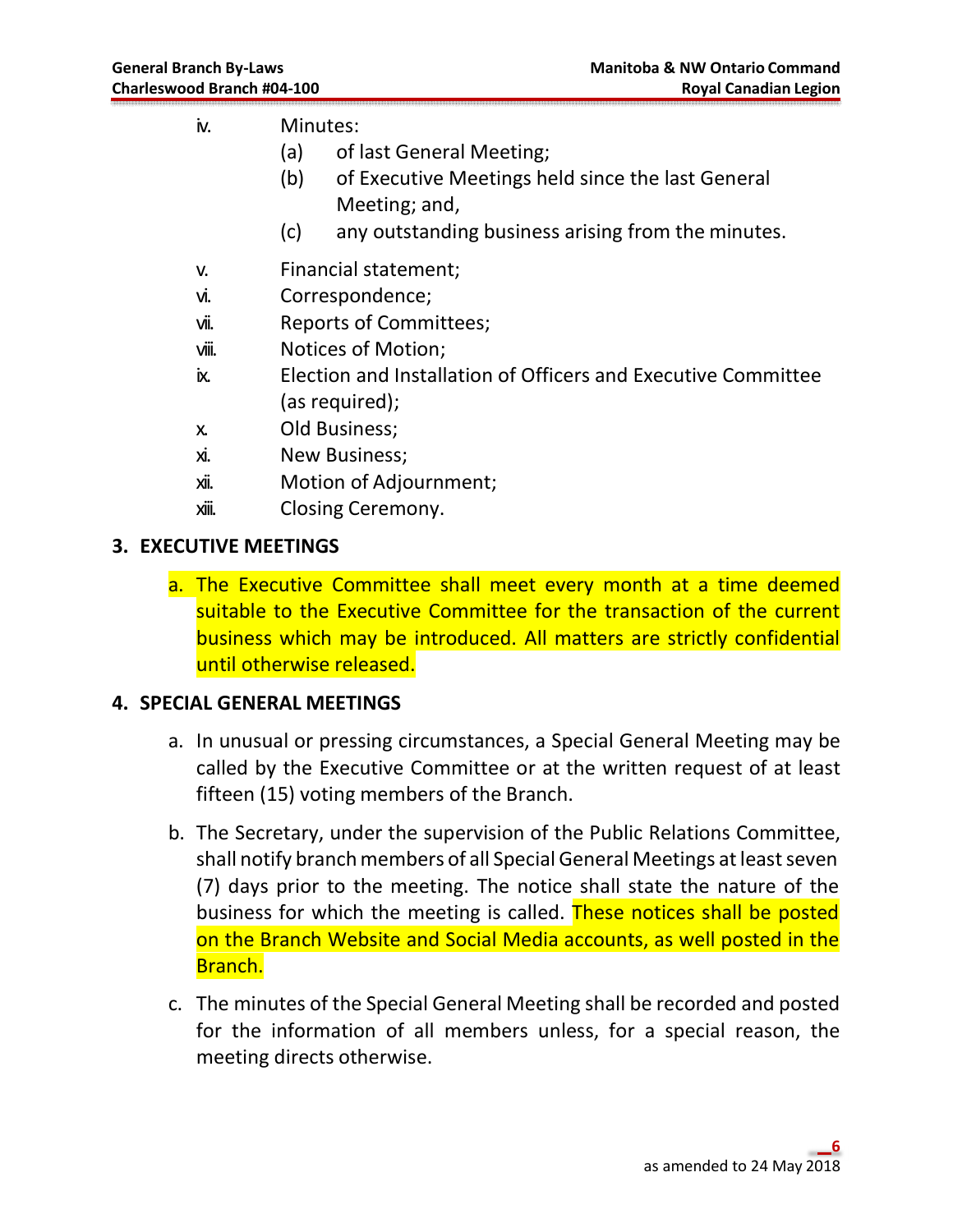iv. Minutes:
   (a) of last General Meeting;
   (b) of Executive Meetings held since the last General Meeting; and,
   (c) any outstanding business arising from the minutes.

v. Financial statement;
vi. Correspondence;
vii. Reports of Committees;
viii. Notices of Motion;
ix. Election and Installation of Officers and Executive Committee (as required);
x. Old Business;
xi. New Business;
xii. Motion of Adjournment;
xiii. Closing Ceremony.

## 3. EXECUTIVE MEETINGS

a. The Executive Committee shall meet every month at a time deemed suitable to the Executive Committee for the transaction of the current business which may be introduced. All matters are strictly confidential until otherwise released.

## 4. SPECIAL GENERAL MEETINGS

a. In unusual or pressing circumstances, a Special General Meeting may be called by the Executive Committee or at the written request of at least fifteen (15) voting members of the Branch.

b. The Secretary, under the supervision of the Public Relations Committee, shall notify branch members of all Special General Meetings at least seven (7) days prior to the meeting. The notice shall state the nature of the business for which the meeting is called. These notices shall be posted on the Branch Website and Social Media accounts, as well posted in the Branch.

c. The minutes of the Special General Meeting shall be recorded and posted for the information of all members unless, for a special reason, the meeting directs otherwise.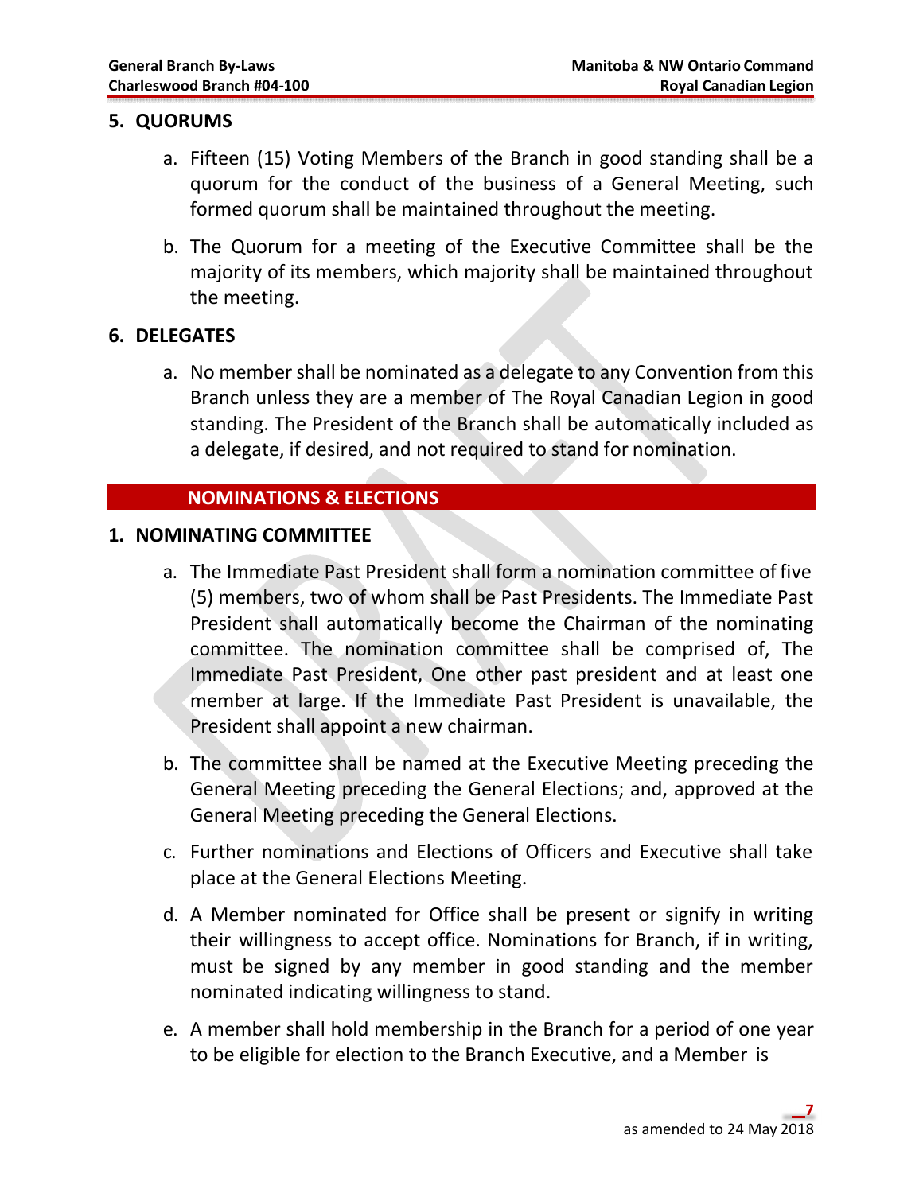## 5. QUORUMS

a. Fifteen (15) Voting Members of the Branch in good standing shall be a quorum for the conduct of the business of a General Meeting, such formed quorum shall be maintained throughout the meeting.

b. The Quorum for a meeting of the Executive Committee shall be the majority of its members, which majority shall be maintained throughout the meeting.

## 6. DELEGATES

a. No member shall be nominated as a delegate to any Convention from this Branch unless they are a member of The Royal Canadian Legion in good standing. The President of the Branch shall be automatically included as a delegate, if desired, and not required to stand for nomination.

# NOMINATIONS & ELECTIONS

## 1. NOMINATING COMMITTEE

a. The Immediate Past President shall form a nomination committee of five (5) members, two of whom shall be Past Presidents. The Immediate Past President shall automatically become the Chairman of the nominating committee. The nomination committee shall be comprised of, The Immediate Past President, One other past president and at least one member at large. If the Immediate Past President is unavailable, the President shall appoint a new chairman.

b. The committee shall be named at the Executive Meeting preceding the General Meeting preceding the General Elections; and, approved at the General Meeting preceding the General Elections.

c. Further nominations and Elections of Officers and Executive shall take place at the General Elections Meeting.

d. A Member nominated for Office shall be present or signify in writing their willingness to accept office. Nominations for Branch, if in writing, must be signed by any member in good standing and the member nominated indicating willingness to stand.

e. A member shall hold membership in the Branch for a period of one year to be eligible for election to the Branch Executive, and a Member is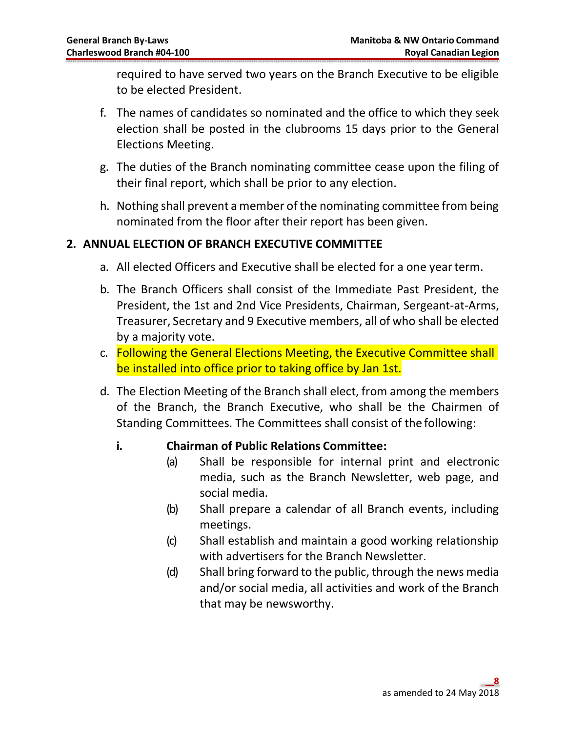required to have served two years on the Branch Executive to be eligible to be elected President.

f. The names of candidates so nominated and the office to which they seek election shall be posted in the clubrooms 15 days prior to the General Elections Meeting.

g. The duties of the Branch nominating committee cease upon the filing of their final report, which shall be prior to any election.

h. Nothing shall prevent a member of the nominating committee from being nominated from the floor after their report has been given.

## 2. ANNUAL ELECTION OF BRANCH EXECUTIVE COMMITTEE

a. All elected Officers and Executive shall be elected for a one year term.

b. The Branch Officers shall consist of the Immediate Past President, the President, the 1st and 2nd Vice Presidents, Chairman, Sergeant-at-Arms, Treasurer, Secretary and 9 Executive members, all of who shall be elected by a majority vote.

c. Following the General Elections Meeting, the Executive Committee shall be installed into office prior to taking office by Jan 1st.

d. The Election Meeting of the Branch shall elect, from among the members of the Branch, the Branch Executive, who shall be the Chairmen of Standing Committees. The Committees shall consist of the following:

**i. Chairman of Public Relations Committee:**

(a) Shall be responsible for internal print and electronic media, such as the Branch Newsletter, web page, and social media.

(b) Shall prepare a calendar of all Branch events, including meetings.

(c) Shall establish and maintain a good working relationship with advertisers for the Branch Newsletter.

(d) Shall bring forward to the public, through the news media and/or social media, all activities and work of the Branch that may be newsworthy.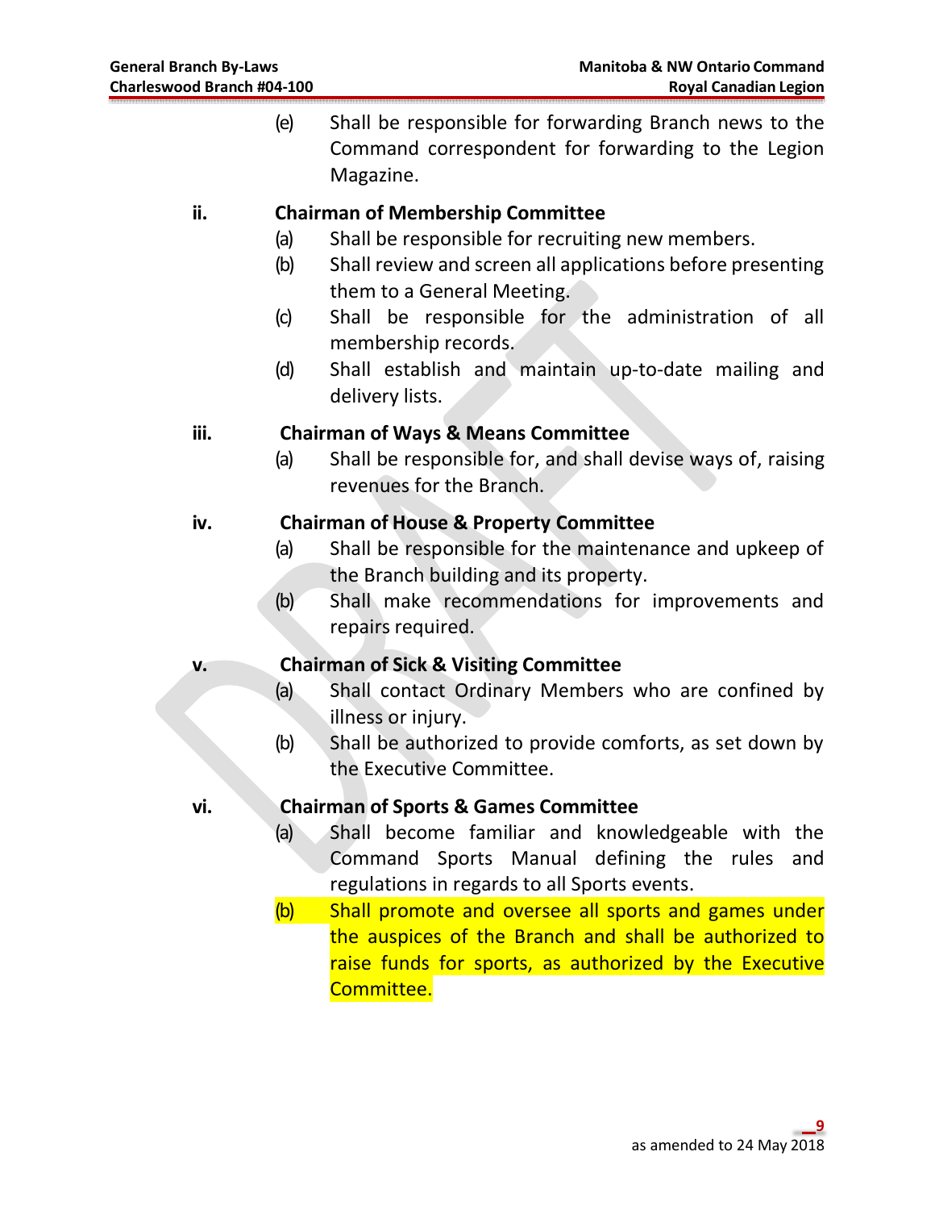(e) Shall be responsible for forwarding Branch news to the Command correspondent for forwarding to the Legion Magazine.

**ii. Chairman of Membership Committee**

(a) Shall be responsible for recruiting new members.

(b) Shall review and screen all applications before presenting them to a General Meeting.

(c) Shall be responsible for the administration of all membership records.

(d) Shall establish and maintain up-to-date mailing and delivery lists.

**iii. Chairman of Ways & Means Committee**

(a) Shall be responsible for, and shall devise ways of, raising revenues for the Branch.

**iv. Chairman of House & Property Committee**

(a) Shall be responsible for the maintenance and upkeep of the Branch building and its property.

(b) Shall make recommendations for improvements and repairs required.

**v. Chairman of Sick & Visiting Committee**

(a) Shall contact Ordinary Members who are confined by illness or injury.

(b) Shall be authorized to provide comforts, as set down by the Executive Committee.

**vi. Chairman of Sports & Games Committee**

(a) Shall become familiar and knowledgeable with the Command Sports Manual defining the rules and regulations in regards to all Sports events.

(b) Shall promote and oversee all sports and games under the auspices of the Branch and shall be authorized to raise funds for sports, as authorized by the Executive Committee.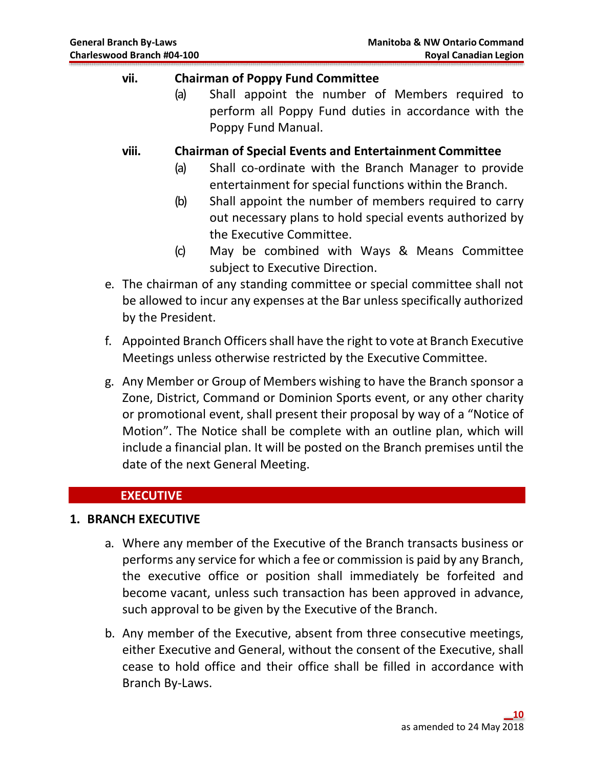vii. **Chairman of Poppy Fund Committee**

(a) Shall appoint the number of Members required to perform all Poppy Fund duties in accordance with the Poppy Fund Manual.

viii. **Chairman of Special Events and Entertainment Committee**

(a) Shall co-ordinate with the Branch Manager to provide entertainment for special functions within the Branch.

(b) Shall appoint the number of members required to carry out necessary plans to hold special events authorized by the Executive Committee.

(c) May be combined with Ways & Means Committee subject to Executive Direction.

e. The chairman of any standing committee or special committee shall not be allowed to incur any expenses at the Bar unless specifically authorized by the President.

f. Appointed Branch Officers shall have the right to vote at Branch Executive Meetings unless otherwise restricted by the Executive Committee.

g. Any Member or Group of Members wishing to have the Branch sponsor a Zone, District, Command or Dominion Sports event, or any other charity or promotional event, shall present their proposal by way of a "Notice of Motion". The Notice shall be complete with an outline plan, which will include a financial plan. It will be posted on the Branch premises until the date of the next General Meeting.

## EXECUTIVE

### 1. BRANCH EXECUTIVE

a. Where any member of the Executive of the Branch transacts business or performs any service for which a fee or commission is paid by any Branch, the executive office or position shall immediately be forfeited and become vacant, unless such transaction has been approved in advance, such approval to be given by the Executive of the Branch.

b. Any member of the Executive, absent from three consecutive meetings, either Executive and General, without the consent of the Executive, shall cease to hold office and their office shall be filled in accordance with Branch By-Laws.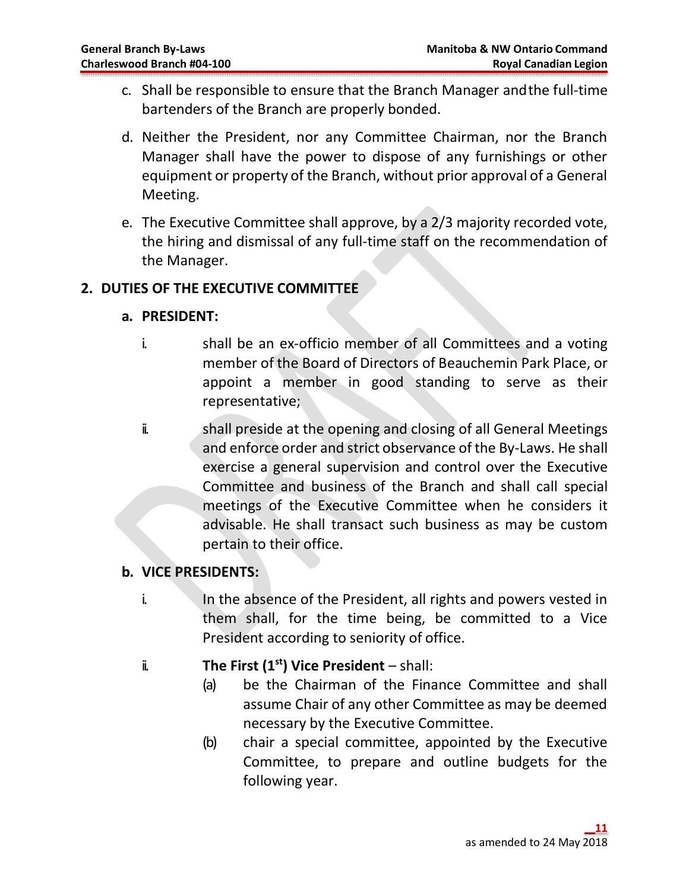c. Shall be responsible to ensure that the Branch Manager and the full-time bartenders of the Branch are properly bonded.

d. Neither the President, nor any Committee Chairman, nor the Branch Manager shall have the power to dispose of any furnishings or other equipment or property of the Branch, without prior approval of a General Meeting.

e. The Executive Committee shall approve, by a 2/3 majority recorded vote, the hiring and dismissal of any full-time staff on the recommendation of the Manager.

## 2. DUTIES OF THE EXECUTIVE COMMITTEE

### a. PRESIDENT:

i. shall be an ex-officio member of all Committees and a voting member of the Board of Directors of Beauchemin Park Place, or appoint a member in good standing to serve as their representative;

ii. shall preside at the opening and closing of all General Meetings and enforce order and strict observance of the By-Laws. He shall exercise a general supervision and control over the Executive Committee and business of the Branch and shall call special meetings of the Executive Committee when he considers it advisable. He shall transact such business as may be custom pertain to their office.

### b. VICE PRESIDENTS:

i. In the absence of the President, all rights and powers vested in them shall, for the time being, be committed to a Vice President according to seniority of office.

ii. **The First (1st) Vice President** – shall:

(a) be the Chairman of the Finance Committee and shall assume Chair of any other Committee as may be deemed necessary by the Executive Committee.

(b) chair a special committee, appointed by the Executive Committee, to prepare and outline budgets for the following year.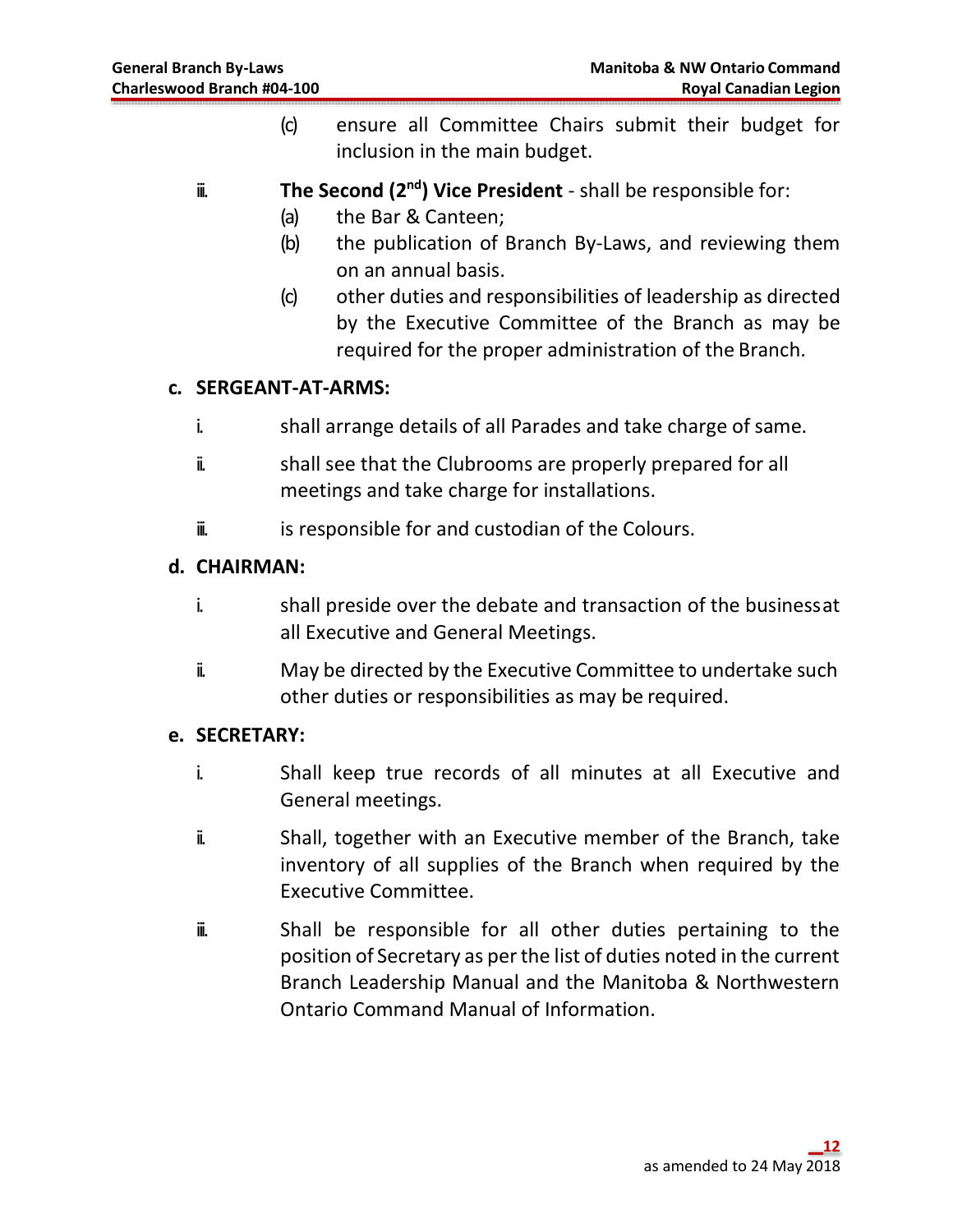(c) ensure all Committee Chairs submit their budget for inclusion in the main budget.

iii. **The Second (2nd) Vice President** - shall be responsible for:

(a) the Bar & Canteen;

(b) the publication of Branch By-Laws, and reviewing them on an annual basis.

(c) other duties and responsibilities of leadership as directed by the Executive Committee of the Branch as may be required for the proper administration of the Branch.

**c. SERGEANT-AT-ARMS:**

i. shall arrange details of all Parades and take charge of same.

ii. shall see that the Clubrooms are properly prepared for all meetings and take charge for installations.

iii. is responsible for and custodian of the Colours.

**d. CHAIRMAN:**

i. shall preside over the debate and transaction of the business at all Executive and General Meetings.

ii. May be directed by the Executive Committee to undertake such other duties or responsibilities as may be required.

**e. SECRETARY:**

i. Shall keep true records of all minutes at all Executive and General meetings.

ii. Shall, together with an Executive member of the Branch, take inventory of all supplies of the Branch when required by the Executive Committee.

iii. Shall be responsible for all other duties pertaining to the position of Secretary as per the list of duties noted in the current Branch Leadership Manual and the Manitoba & Northwestern Ontario Command Manual of Information.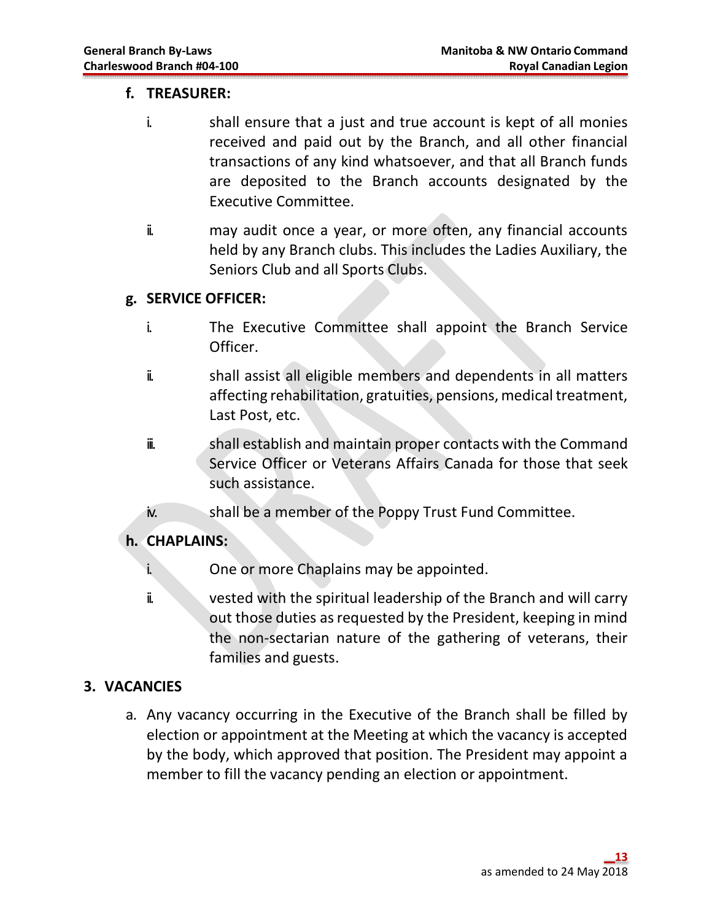**f. TREASURER:**

i. shall ensure that a just and true account is kept of all monies received and paid out by the Branch, and all other financial transactions of any kind whatsoever, and that all Branch funds are deposited to the Branch accounts designated by the Executive Committee.

ii. may audit once a year, or more often, any financial accounts held by any Branch clubs. This includes the Ladies Auxiliary, the Seniors Club and all Sports Clubs.

**g. SERVICE OFFICER:**

i. The Executive Committee shall appoint the Branch Service Officer.

ii. shall assist all eligible members and dependents in all matters affecting rehabilitation, gratuities, pensions, medical treatment, Last Post, etc.

iii. shall establish and maintain proper contacts with the Command Service Officer or Veterans Affairs Canada for those that seek such assistance.

iv. shall be a member of the Poppy Trust Fund Committee.

**h. CHAPLAINS:**

i. One or more Chaplains may be appointed.

ii. vested with the spiritual leadership of the Branch and will carry out those duties as requested by the President, keeping in mind the non-sectarian nature of the gathering of veterans, their families and guests.

## 3. VACANCIES

a. Any vacancy occurring in the Executive of the Branch shall be filled by election or appointment at the Meeting at which the vacancy is accepted by the body, which approved that position. The President may appoint a member to fill the vacancy pending an election or appointment.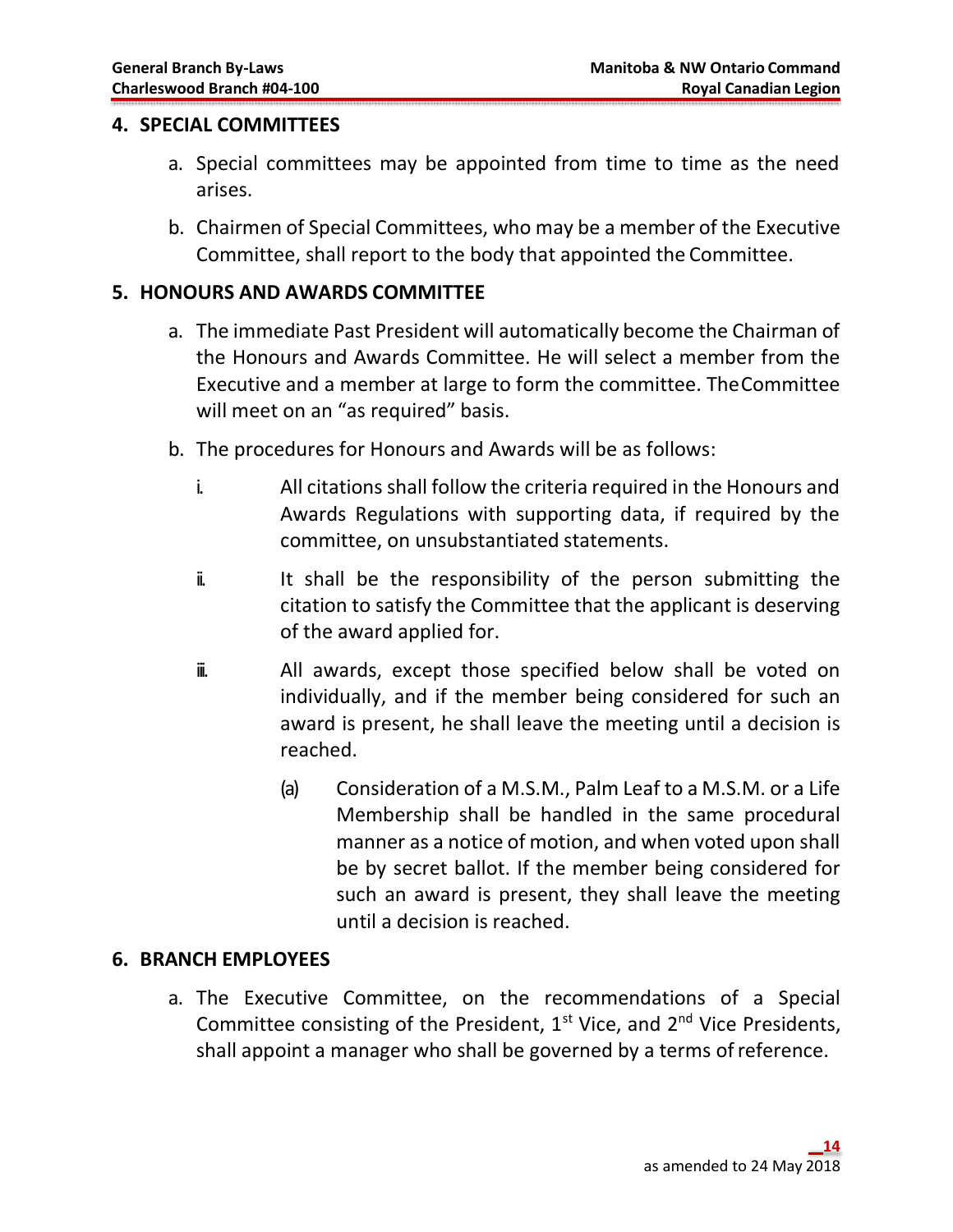## 4. SPECIAL COMMITTEES

a. Special committees may be appointed from time to time as the need arises.

b. Chairmen of Special Committees, who may be a member of the Executive Committee, shall report to the body that appointed the Committee.

## 5. HONOURS AND AWARDS COMMITTEE

a. The immediate Past President will automatically become the Chairman of the Honours and Awards Committee. He will select a member from the Executive and a member at large to form the committee. The Committee will meet on an "as required" basis.

b. The procedures for Honours and Awards will be as follows:

   i. All citations shall follow the criteria required in the Honours and Awards Regulations with supporting data, if required by the committee, on unsubstantiated statements.

   ii. It shall be the responsibility of the person submitting the citation to satisfy the Committee that the applicant is deserving of the award applied for.

   iii. All awards, except those specified below shall be voted on individually, and if the member being considered for such an award is present, he shall leave the meeting until a decision is reached.

      (a) Consideration of a M.S.M., Palm Leaf to a M.S.M. or a Life Membership shall be handled in the same procedural manner as a notice of motion, and when voted upon shall be by secret ballot. If the member being considered for such an award is present, they shall leave the meeting until a decision is reached.

## 6. BRANCH EMPLOYEES

a. The Executive Committee, on the recommendations of a Special Committee consisting of the President, 1st Vice, and 2nd Vice Presidents, shall appoint a manager who shall be governed by a terms of reference.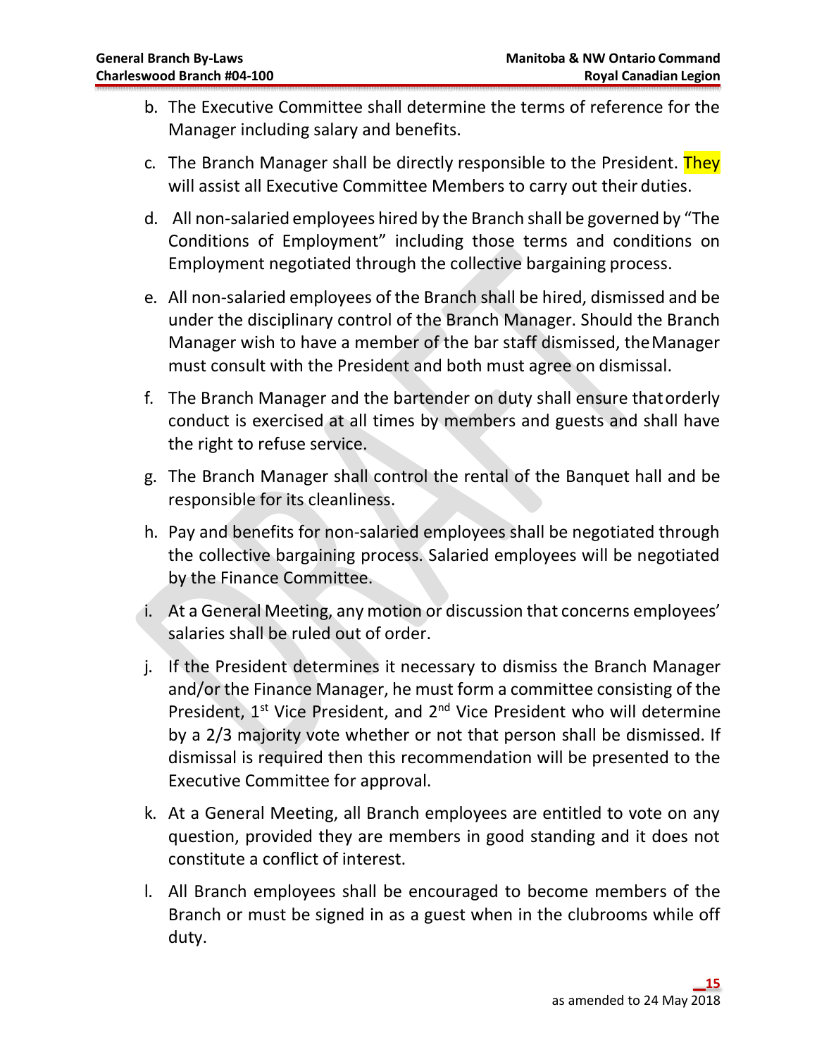b. The Executive Committee shall determine the terms of reference for the Manager including salary and benefits.

c. The Branch Manager shall be directly responsible to the President. They will assist all Executive Committee Members to carry out their duties.

d. All non-salaried employees hired by the Branch shall be governed by "The Conditions of Employment" including those terms and conditions on Employment negotiated through the collective bargaining process.

e. All non-salaried employees of the Branch shall be hired, dismissed and be under the disciplinary control of the Branch Manager. Should the Branch Manager wish to have a member of the bar staff dismissed, the Manager must consult with the President and both must agree on dismissal.

f. The Branch Manager and the bartender on duty shall ensure that orderly conduct is exercised at all times by members and guests and shall have the right to refuse service.

g. The Branch Manager shall control the rental of the Banquet hall and be responsible for its cleanliness.

h. Pay and benefits for non-salaried employees shall be negotiated through the collective bargaining process. Salaried employees will be negotiated by the Finance Committee.

i. At a General Meeting, any motion or discussion that concerns employees' salaries shall be ruled out of order.

j. If the President determines it necessary to dismiss the Branch Manager and/or the Finance Manager, he must form a committee consisting of the President, 1st Vice President, and 2nd Vice President who will determine by a 2/3 majority vote whether or not that person shall be dismissed. If dismissal is required then this recommendation will be presented to the Executive Committee for approval.

k. At a General Meeting, all Branch employees are entitled to vote on any question, provided they are members in good standing and it does not constitute a conflict of interest.

l. All Branch employees shall be encouraged to become members of the Branch or must be signed in as a guest when in the clubrooms while off duty.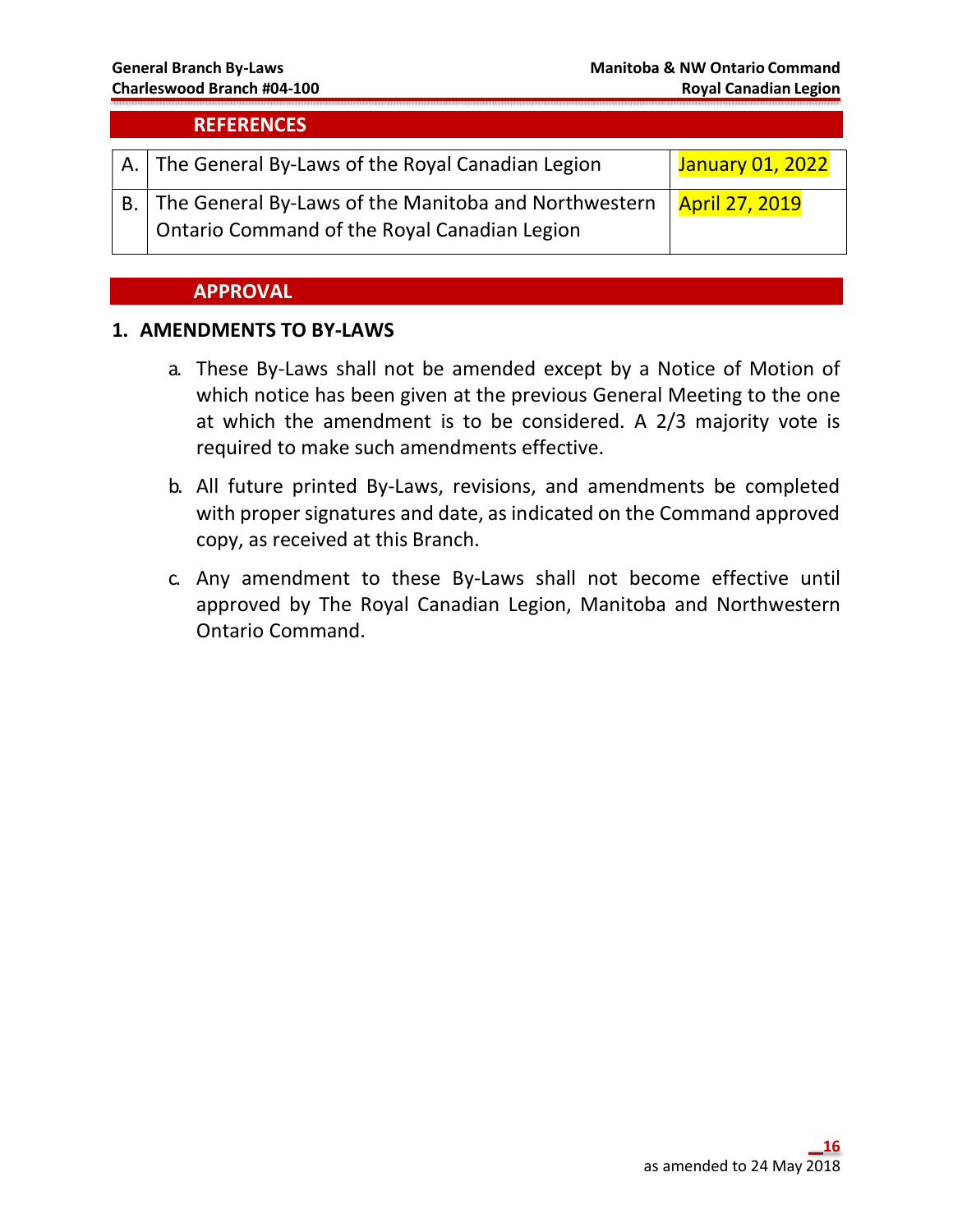## REFERENCES

| | | |
|---|---|---|
| A. | The General By-Laws of the Royal Canadian Legion | January 01, 2022 |
| B. | The General By-Laws of the Manitoba and Northwestern Ontario Command of the Royal Canadian Legion | April 27, 2019 |

## APPROVAL

### 1. AMENDMENTS TO BY-LAWS

a. These By-Laws shall not be amended except by a Notice of Motion of which notice has been given at the previous General Meeting to the one at which the amendment is to be considered. A 2/3 majority vote is required to make such amendments effective.

b. All future printed By-Laws, revisions, and amendments be completed with proper signatures and date, as indicated on the Command approved copy, as received at this Branch.

c. Any amendment to these By-Laws shall not become effective until approved by The Royal Canadian Legion, Manitoba and Northwestern Ontario Command.

as amended to 24 May 2018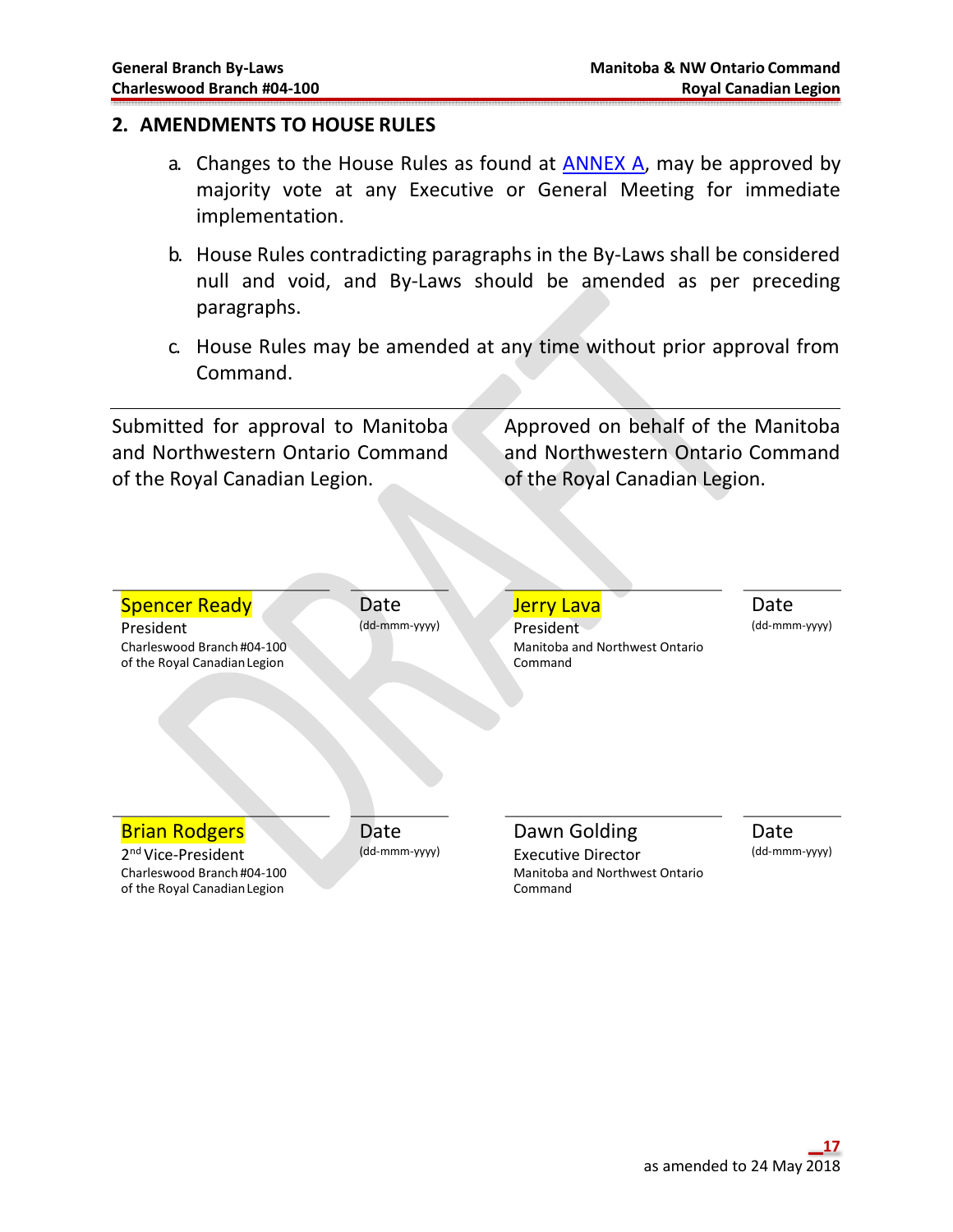## 2. AMENDMENTS TO HOUSE RULES

a. Changes to the House Rules as found at ANNEX A, may be approved by majority vote at any Executive or General Meeting for immediate implementation.

b. House Rules contradicting paragraphs in the By-Laws shall be considered null and void, and By-Laws should be amended as per preceding paragraphs.

c. House Rules may be amended at any time without prior approval from Command.

---

Submitted for approval to Manitoba and Northwestern Ontario Command of the Royal Canadian Legion.

Approved on behalf of the Manitoba and Northwestern Ontario Command of the Royal Canadian Legion.

| | | | |
|---|---|---|---|
| Spencer Ready<br>President<br>Charleswood Branch #04-100<br>of the Royal Canadian Legion | Date<br>(dd-mmm-yyyy) | Jerry Lava<br>President<br>Manitoba and Northwest Ontario Command | Date<br>(dd-mmm-yyyy) |
| Brian Rodgers<br>2nd Vice-President<br>Charleswood Branch #04-100<br>of the Royal Canadian Legion | Date<br>(dd-mmm-yyyy) | Dawn Golding<br>Executive Director<br>Manitoba and Northwest Ontario Command | Date<br>(dd-mmm-yyyy) |

as amended to 24 May 2018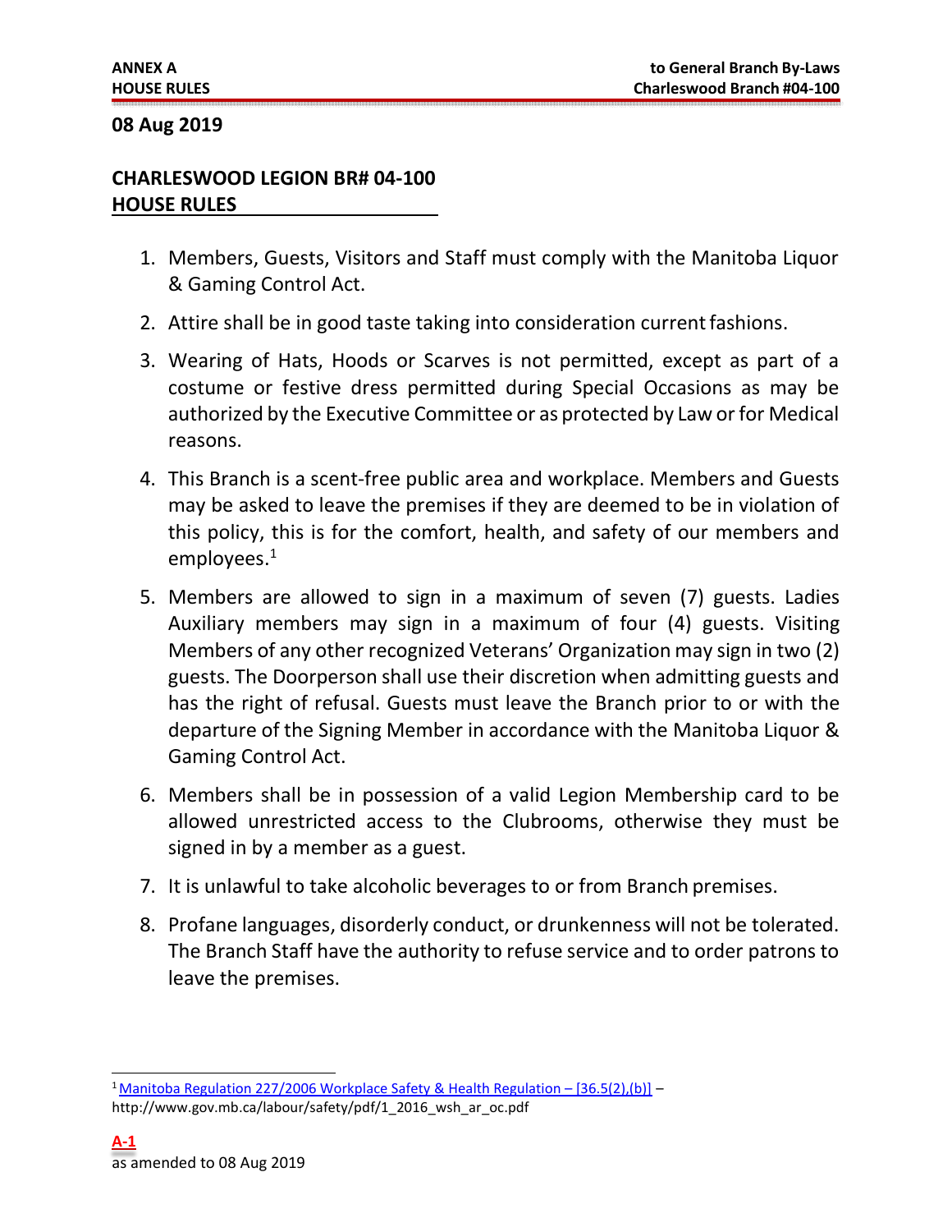**08 Aug 2019**

## CHARLESWOOD LEGION BR# 04-100 HOUSE RULES

1. Members, Guests, Visitors and Staff must comply with the Manitoba Liquor & Gaming Control Act.
2. Attire shall be in good taste taking into consideration current fashions.
3. Wearing of Hats, Hoods or Scarves is not permitted, except as part of a costume or festive dress permitted during Special Occasions as may be authorized by the Executive Committee or as protected by Law or for Medical reasons.
4. This Branch is a scent-free public area and workplace. Members and Guests may be asked to leave the premises if they are deemed to be in violation of this policy, this is for the comfort, health, and safety of our members and employees.[1]
5. Members are allowed to sign in a maximum of seven (7) guests. Ladies Auxiliary members may sign in a maximum of four (4) guests. Visiting Members of any other recognized Veterans' Organization may sign in two (2) guests. The Doorperson shall use their discretion when admitting guests and has the right of refusal. Guests must leave the Branch prior to or with the departure of the Signing Member in accordance with the Manitoba Liquor & Gaming Control Act.
6. Members shall be in possession of a valid Legion Membership card to be allowed unrestricted access to the Clubrooms, otherwise they must be signed in by a member as a guest.
7. It is unlawful to take alcoholic beverages to or from Branch premises.
8. Profane languages, disorderly conduct, or drunkenness will not be tolerated. The Branch Staff have the authority to refuse service and to order patrons to leave the premises.

---

[1] Manitoba Regulation 227/2006 Workplace Safety & Health Regulation – [36.5(2),(b)] – http://www.gov.mb.ca/labour/safety/pdf/1_2016_wsh_ar_oc.pdf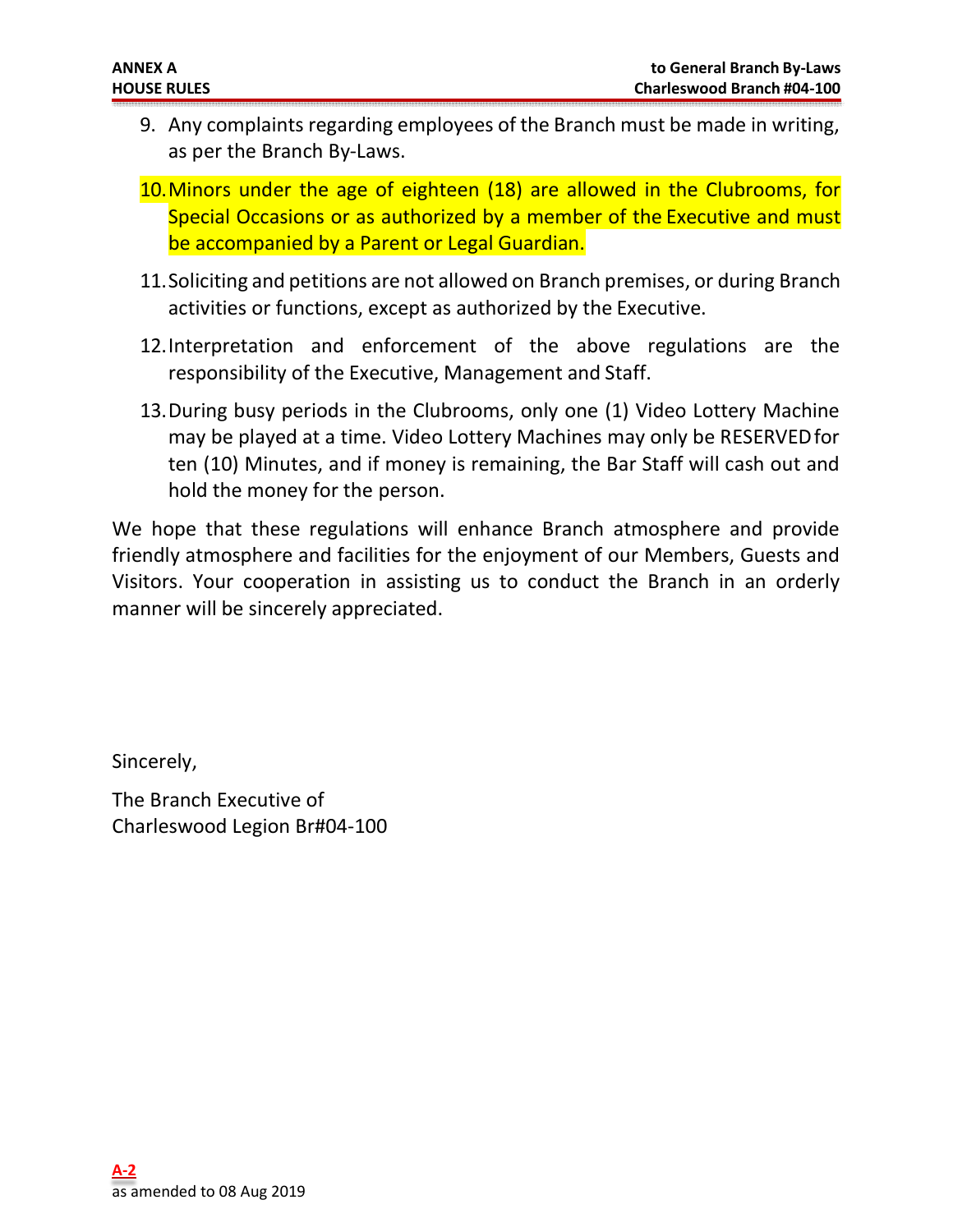9. Any complaints regarding employees of the Branch must be made in writing, as per the Branch By-Laws.

10. Minors under the age of eighteen (18) are allowed in the Clubrooms, for Special Occasions or as authorized by a member of the Executive and must be accompanied by a Parent or Legal Guardian.

11. Soliciting and petitions are not allowed on Branch premises, or during Branch activities or functions, except as authorized by the Executive.

12. Interpretation and enforcement of the above regulations are the responsibility of the Executive, Management and Staff.

13. During busy periods in the Clubrooms, only one (1) Video Lottery Machine may be played at a time. Video Lottery Machines may only be RESERVED for ten (10) Minutes, and if money is remaining, the Bar Staff will cash out and hold the money for the person.

We hope that these regulations will enhance Branch atmosphere and provide friendly atmosphere and facilities for the enjoyment of our Members, Guests and Visitors. Your cooperation in assisting us to conduct the Branch in an orderly manner will be sincerely appreciated.

Sincerely,

The Branch Executive of
Charleswood Legion Br#04-100

as amended to 08 Aug 2019